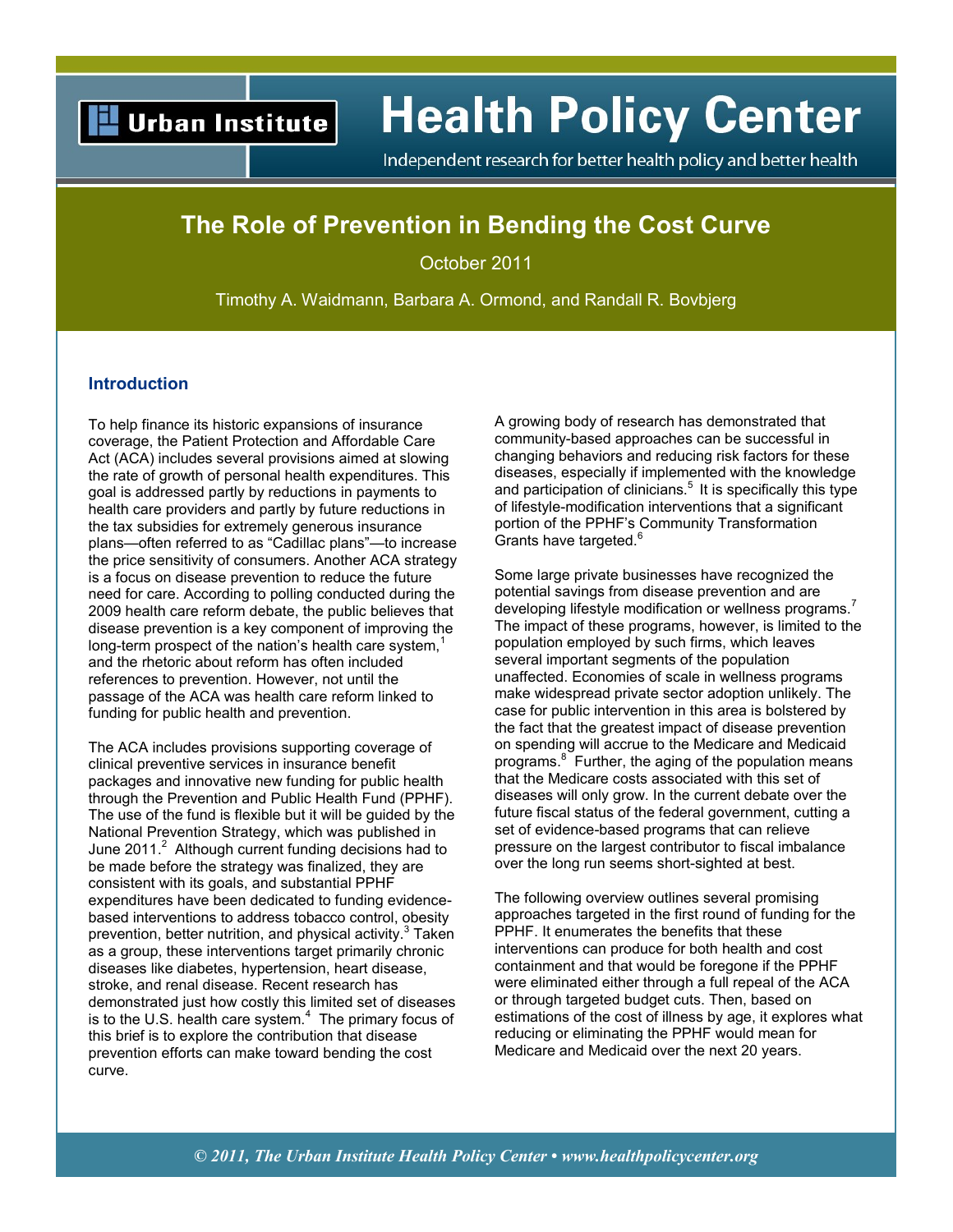Urban Institute

# Health Policy Center

Independent research for better health policy and better health

## The Role of Prevention in Bending the Cost Curve

October 2011

Timothy A. Waidmann, Barbara A. Ormond, and Randall R. Bovbjerg

### Introduction

To help finance its historic expansions of insurance coverage, the Patient Protection and Affordable Care Act (ACA) includes several provisions aimed at slowing the rate of growth of personal health expenditures. This goal is addressed partly by reductions in payments to health care providers and partly by future reductions in the tax subsidies for extremely generous insurance plans—often referred to as "Cadillac plans"—to increase the price sensitivity of consumers. Another ACA strategy is a focus on disease prevention to reduce the future need for care. According to polling conducted during the 2009 health care reform debate, the public believes that disease prevention is a key component of improving the long-term prospect of the nation's health care system,[1] and the rhetoric about reform has often included references to prevention. However, not until the passage of the ACA was health care reform linked to funding for public health and prevention.

The ACA includes provisions supporting coverage of clinical preventive services in insurance benefit packages and innovative new funding for public health through the Prevention and Public Health Fund (PPHF). The use of the fund is flexible but it will be guided by the National Prevention Strategy, which was published in June 2011.[2] Although current funding decisions had to be made before the strategy was finalized, they are consistent with its goals, and substantial PPHF expenditures have been dedicated to funding evidence-based interventions to address tobacco control, obesity prevention, better nutrition, and physical activity.[3] Taken as a group, these interventions target primarily chronic diseases like diabetes, hypertension, heart disease, stroke, and renal disease. Recent research has demonstrated just how costly this limited set of diseases is to the U.S. health care system.[4] The primary focus of this brief is to explore the contribution that disease prevention efforts can make toward bending the cost curve.

A growing body of research has demonstrated that community-based approaches can be successful in changing behaviors and reducing risk factors for these diseases, especially if implemented with the knowledge and participation of clinicians.[5] It is specifically this type of lifestyle-modification interventions that a significant portion of the PPHF's Community Transformation Grants have targeted.[6]

Some large private businesses have recognized the potential savings from disease prevention and are developing lifestyle modification or wellness programs.[7] The impact of these programs, however, is limited to the population employed by such firms, which leaves several important segments of the population unaffected. Economies of scale in wellness programs make widespread private sector adoption unlikely. The case for public intervention in this area is bolstered by the fact that the greatest impact of disease prevention on spending will accrue to the Medicare and Medicaid programs.[8] Further, the aging of the population means that the Medicare costs associated with this set of diseases will only grow. In the current debate over the future fiscal status of the federal government, cutting a set of evidence-based programs that can relieve pressure on the largest contributor to fiscal imbalance over the long run seems short-sighted at best.

The following overview outlines several promising approaches targeted in the first round of funding for the PPHF. It enumerates the benefits that these interventions can produce for both health and cost containment and that would be foregone if the PPHF were eliminated either through a full repeal of the ACA or through targeted budget cuts. Then, based on estimations of the cost of illness by age, it explores what reducing or eliminating the PPHF would mean for Medicare and Medicaid over the next 20 years.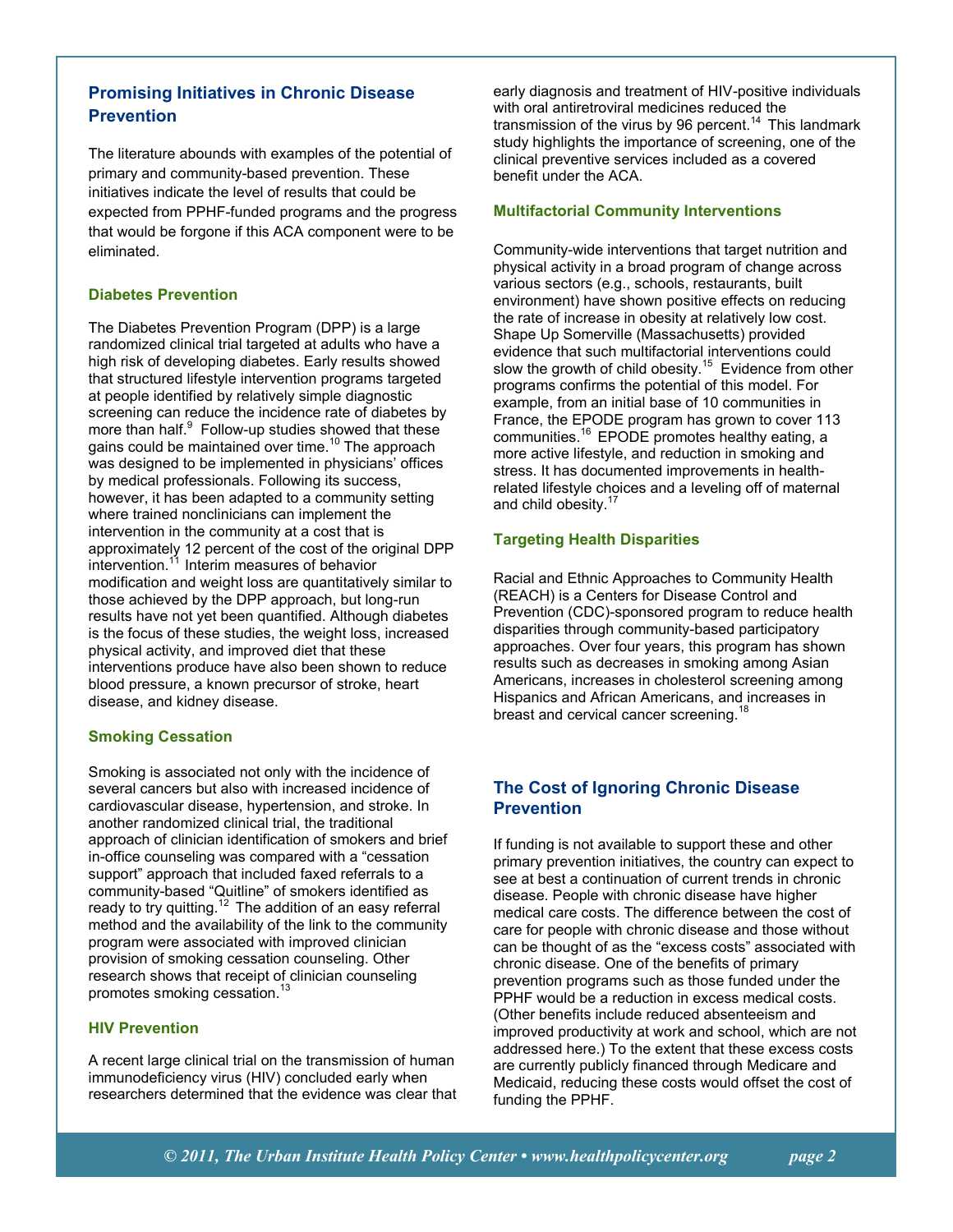## Promising Initiatives in Chronic Disease Prevention

The literature abounds with examples of the potential of primary and community-based prevention. These initiatives indicate the level of results that could be expected from PPHF-funded programs and the progress that would be forgone if this ACA component were to be eliminated.

### Diabetes Prevention

The Diabetes Prevention Program (DPP) is a large randomized clinical trial targeted at adults who have a high risk of developing diabetes. Early results showed that structured lifestyle intervention programs targeted at people identified by relatively simple diagnostic screening can reduce the incidence rate of diabetes by more than half.[9] Follow-up studies showed that these gains could be maintained over time.[10] The approach was designed to be implemented in physicians' offices by medical professionals. Following its success, however, it has been adapted to a community setting where trained nonclinicians can implement the intervention in the community at a cost that is approximately 12 percent of the cost of the original DPP intervention.[11] Interim measures of behavior modification and weight loss are quantitatively similar to those achieved by the DPP approach, but long-run results have not yet been quantified. Although diabetes is the focus of these studies, the weight loss, increased physical activity, and improved diet that these interventions produce have also been shown to reduce blood pressure, a known precursor of stroke, heart disease, and kidney disease.

### Smoking Cessation

Smoking is associated not only with the incidence of several cancers but also with increased incidence of cardiovascular disease, hypertension, and stroke. In another randomized clinical trial, the traditional approach of clinician identification of smokers and brief in-office counseling was compared with a "cessation support" approach that included faxed referrals to a community-based "Quitline" of smokers identified as ready to try quitting.[12] The addition of an easy referral method and the availability of the link to the community program were associated with improved clinician provision of smoking cessation counseling. Other research shows that receipt of clinician counseling promotes smoking cessation.[13]

### HIV Prevention

A recent large clinical trial on the transmission of human immunodeficiency virus (HIV) concluded early when researchers determined that the evidence was clear that early diagnosis and treatment of HIV-positive individuals with oral antiretroviral medicines reduced the transmission of the virus by 96 percent.[14] This landmark study highlights the importance of screening, one of the clinical preventive services included as a covered benefit under the ACA.

### Multifactorial Community Interventions

Community-wide interventions that target nutrition and physical activity in a broad program of change across various sectors (e.g., schools, restaurants, built environment) have shown positive effects on reducing the rate of increase in obesity at relatively low cost. Shape Up Somerville (Massachusetts) provided evidence that such multifactorial interventions could slow the growth of child obesity.[15] Evidence from other programs confirms the potential of this model. For example, from an initial base of 10 communities in France, the EPODE program has grown to cover 113 communities.[16] EPODE promotes healthy eating, a more active lifestyle, and reduction in smoking and stress. It has documented improvements in health-related lifestyle choices and a leveling off of maternal and child obesity.[17]

### Targeting Health Disparities

Racial and Ethnic Approaches to Community Health (REACH) is a Centers for Disease Control and Prevention (CDC)-sponsored program to reduce health disparities through community-based participatory approaches. Over four years, this program has shown results such as decreases in smoking among Asian Americans, increases in cholesterol screening among Hispanics and African Americans, and increases in breast and cervical cancer screening.[18]

## The Cost of Ignoring Chronic Disease Prevention

If funding is not available to support these and other primary prevention initiatives, the country can expect to see at best a continuation of current trends in chronic disease. People with chronic disease have higher medical care costs. The difference between the cost of care for people with chronic disease and those without can be thought of as the "excess costs" associated with chronic disease. One of the benefits of primary prevention programs such as those funded under the PPHF would be a reduction in excess medical costs. (Other benefits include reduced absenteeism and improved productivity at work and school, which are not addressed here.) To the extent that these excess costs are currently publicly financed through Medicare and Medicaid, reducing these costs would offset the cost of funding the PPHF.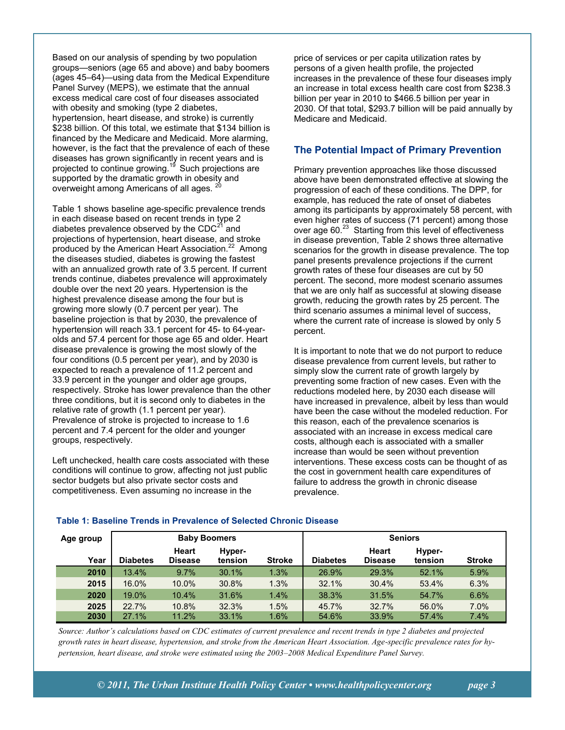Based on our analysis of spending by two population groups—seniors (age 65 and above) and baby boomers (ages 45–64)—using data from the Medical Expenditure Panel Survey (MEPS), we estimate that the annual excess medical care cost of four diseases associated with obesity and smoking (type 2 diabetes, hypertension, heart disease, and stroke) is currently \$238 billion. Of this total, we estimate that \$134 billion is financed by the Medicare and Medicaid. More alarming, however, is the fact that the prevalence of each of these diseases has grown significantly in recent years and is projected to continue growing.[19] Such projections are supported by the dramatic growth in obesity and overweight among Americans of all ages.[20]

Table 1 shows baseline age-specific prevalence trends in each disease based on recent trends in type 2 diabetes prevalence observed by the CDC[21] and projections of hypertension, heart disease, and stroke produced by the American Heart Association.[22] Among the diseases studied, diabetes is growing the fastest with an annualized growth rate of 3.5 percent. If current trends continue, diabetes prevalence will approximately double over the next 20 years. Hypertension is the highest prevalence disease among the four but is growing more slowly (0.7 percent per year). The baseline projection is that by 2030, the prevalence of hypertension will reach 33.1 percent for 45- to 64-year-olds and 57.4 percent for those age 65 and older. Heart disease prevalence is growing the most slowly of the four conditions (0.5 percent per year), and by 2030 is expected to reach a prevalence of 11.2 percent and 33.9 percent in the younger and older age groups, respectively. Stroke has lower prevalence than the other three conditions, but it is second only to diabetes in the relative rate of growth (1.1 percent per year). Prevalence of stroke is projected to increase to 1.6 percent and 7.4 percent for the older and younger groups, respectively.

Left unchecked, health care costs associated with these conditions will continue to grow, affecting not just public sector budgets but also private sector costs and competitiveness. Even assuming no increase in the price of services or per capita utilization rates by persons of a given health profile, the projected increases in the prevalence of these four diseases imply an increase in total excess health care cost from \$238.3 billion per year in 2010 to \$466.5 billion per year in 2030. Of that total, \$293.7 billion will be paid annually by Medicare and Medicaid.

## The Potential Impact of Primary Prevention

Primary prevention approaches like those discussed above have been demonstrated effective at slowing the progression of each of these conditions. The DPP, for example, has reduced the rate of onset of diabetes among its participants by approximately 58 percent, with even higher rates of success (71 percent) among those over age 60.[23] Starting from this level of effectiveness in disease prevention, Table 2 shows three alternative scenarios for the growth in disease prevalence. The top panel presents prevalence projections if the current growth rates of these four diseases are cut by 50 percent. The second, more modest scenario assumes that we are only half as successful at slowing disease growth, reducing the growth rates by 25 percent. The third scenario assumes a minimal level of success, where the current rate of increase is slowed by only 5 percent.

It is important to note that we do not purport to reduce disease prevalence from current levels, but rather to simply slow the current rate of growth largely by preventing some fraction of new cases. Even with the reductions modeled here, by 2030 each disease will have increased in prevalence, albeit by less than would have been the case without the modeled reduction. For this reason, each of the prevalence scenarios is associated with an increase in excess medical care costs, although each is associated with a smaller increase than would be seen without prevention interventions. These excess costs can be thought of as the cost in government health care expenditures of failure to address the growth in chronic disease prevalence.

**Table 1: Baseline Trends in Prevalence of Selected Chronic Disease**

| Age group | Baby Boomers | | | | Seniors | | | |
|---|---|---|---|---|---|---|---|---|
| Year | Diabetes | Heart Disease | Hyper-tension | Stroke | Diabetes | Heart Disease | Hyper-tension | Stroke |
| 2010 | 13.4% | 9.7% | 30.1% | 1.3% | 26.9% | 29.3% | 52.1% | 5.9% |
| 2015 | 16.0% | 10.0% | 30.8% | 1.3% | 32.1% | 30.4% | 53.4% | 6.3% |
| 2020 | 19.0% | 10.4% | 31.6% | 1.4% | 38.3% | 31.5% | 54.7% | 6.6% |
| 2025 | 22.7% | 10.8% | 32.3% | 1.5% | 45.7% | 32.7% | 56.0% | 7.0% |
| 2030 | 27.1% | 11.2% | 33.1% | 1.6% | 54.6% | 33.9% | 57.4% | 7.4% |

*Source: Author's calculations based on CDC estimates of current prevalence and recent trends in type 2 diabetes and projected growth rates in heart disease, hypertension, and stroke from the American Heart Association. Age-specific prevalence rates for hypertension, heart disease, and stroke were estimated using the 2003–2008 Medical Expenditure Panel Survey.*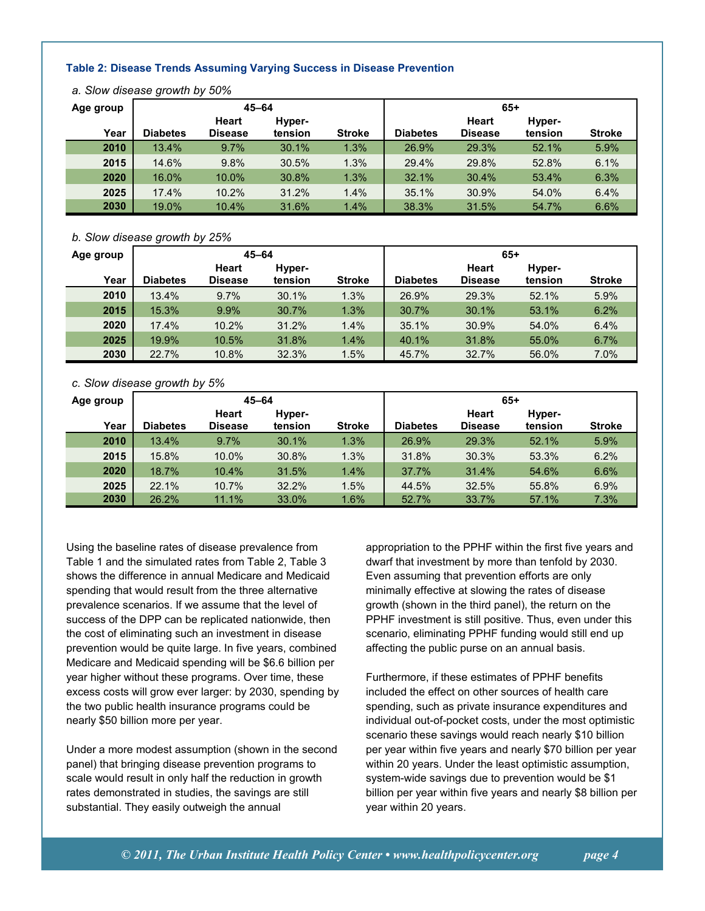**Table 2: Disease Trends Assuming Varying Success in Disease Prevention**

*a. Slow disease growth by 50%*

| Age group | 45–64 | | | | 65+ | | | |
|---|---|---|---|---|---|---|---|---|
| Year | Diabetes | Heart Disease | Hyper-tension | Stroke | Diabetes | Heart Disease | Hyper-tension | Stroke |
| 2010 | 13.4% | 9.7% | 30.1% | 1.3% | 26.9% | 29.3% | 52.1% | 5.9% |
| 2015 | 14.6% | 9.8% | 30.5% | 1.3% | 29.4% | 29.8% | 52.8% | 6.1% |
| 2020 | 16.0% | 10.0% | 30.8% | 1.3% | 32.1% | 30.4% | 53.4% | 6.3% |
| 2025 | 17.4% | 10.2% | 31.2% | 1.4% | 35.1% | 30.9% | 54.0% | 6.4% |
| 2030 | 19.0% | 10.4% | 31.6% | 1.4% | 38.3% | 31.5% | 54.7% | 6.6% |

*b. Slow disease growth by 25%*

| Age group | 45–64 | | | | 65+ | | | |
|---|---|---|---|---|---|---|---|---|
| Year | Diabetes | Heart Disease | Hyper-tension | Stroke | Diabetes | Heart Disease | Hyper-tension | Stroke |
| 2010 | 13.4% | 9.7% | 30.1% | 1.3% | 26.9% | 29.3% | 52.1% | 5.9% |
| 2015 | 15.3% | 9.9% | 30.7% | 1.3% | 30.7% | 30.1% | 53.1% | 6.2% |
| 2020 | 17.4% | 10.2% | 31.2% | 1.4% | 35.1% | 30.9% | 54.0% | 6.4% |
| 2025 | 19.9% | 10.5% | 31.8% | 1.4% | 40.1% | 31.8% | 55.0% | 6.7% |
| 2030 | 22.7% | 10.8% | 32.3% | 1.5% | 45.7% | 32.7% | 56.0% | 7.0% |

*c. Slow disease growth by 5%*

| Age group | 45–64 | | | | 65+ | | | |
|---|---|---|---|---|---|---|---|---|
| Year | Diabetes | Heart Disease | Hyper-tension | Stroke | Diabetes | Heart Disease | Hyper-tension | Stroke |
| 2010 | 13.4% | 9.7% | 30.1% | 1.3% | 26.9% | 29.3% | 52.1% | 5.9% |
| 2015 | 15.8% | 10.0% | 30.8% | 1.3% | 31.8% | 30.3% | 53.3% | 6.2% |
| 2020 | 18.7% | 10.4% | 31.5% | 1.4% | 37.7% | 31.4% | 54.6% | 6.6% |
| 2025 | 22.1% | 10.7% | 32.2% | 1.5% | 44.5% | 32.5% | 55.8% | 6.9% |
| 2030 | 26.2% | 11.1% | 33.0% | 1.6% | 52.7% | 33.7% | 57.1% | 7.3% |

Using the baseline rates of disease prevalence from Table 1 and the simulated rates from Table 2, Table 3 shows the difference in annual Medicare and Medicaid spending that would result from the three alternative prevalence scenarios. If we assume that the level of success of the DPP can be replicated nationwide, then the cost of eliminating such an investment in disease prevention would be quite large. In five years, combined Medicare and Medicaid spending will be $6.6 billion per year higher without these programs. Over time, these excess costs will grow ever larger: by 2030, spending by the two public health insurance programs could be nearly $50 billion more per year.

Under a more modest assumption (shown in the second panel) that bringing disease prevention programs to scale would result in only half the reduction in growth rates demonstrated in studies, the savings are still substantial. They easily outweigh the annual appropriation to the PPHF within the first five years and dwarf that investment by more than tenfold by 2030. Even assuming that prevention efforts are only minimally effective at slowing the rates of disease growth (shown in the third panel), the return on the PPHF investment is still positive. Thus, even under this scenario, eliminating PPHF funding would still end up affecting the public purse on an annual basis.

Furthermore, if these estimates of PPHF benefits included the effect on other sources of health care spending, such as private insurance expenditures and individual out-of-pocket costs, under the most optimistic scenario these savings would reach nearly $10 billion per year within five years and nearly $70 billion per year within 20 years. Under the least optimistic assumption, system-wide savings due to prevention would be $1 billion per year within five years and nearly $8 billion per year within 20 years.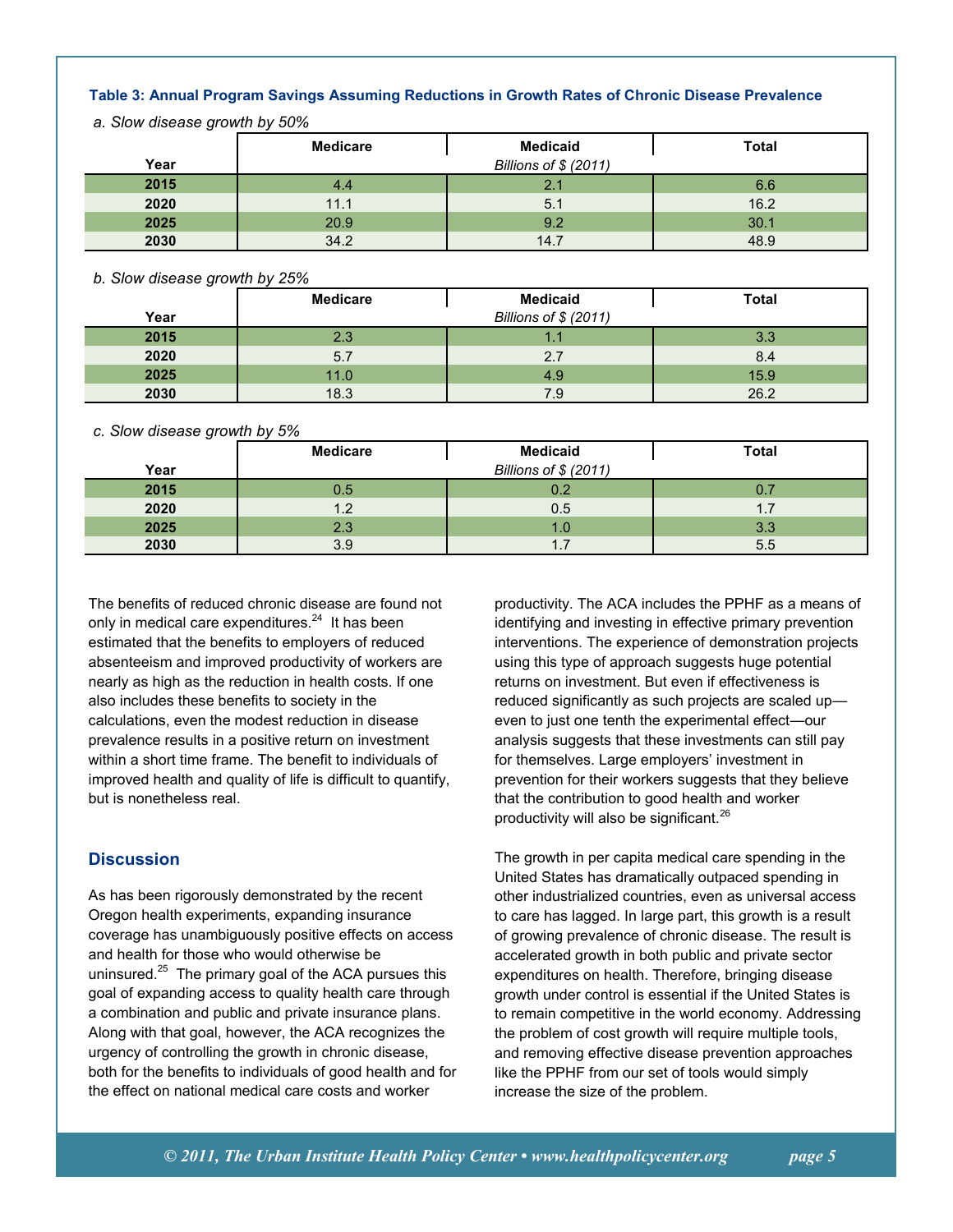**Table 3: Annual Program Savings Assuming Reductions in Growth Rates of Chronic Disease Prevalence**

*a. Slow disease growth by 50%*

| Year | Medicare | Medicaid | Total |
|---|---|---|---|
| | | *Billions of $ (2011)* | |
| **2015** | 4.4 | 2.1 | 6.6 |
| **2020** | 11.1 | 5.1 | 16.2 |
| **2025** | 20.9 | 9.2 | 30.1 |
| **2030** | 34.2 | 14.7 | 48.9 |

*b. Slow disease growth by 25%*

| Year | Medicare | Medicaid | Total |
|---|---|---|---|
| | | *Billions of $ (2011)* | |
| **2015** | 2.3 | 1.1 | 3.3 |
| **2020** | 5.7 | 2.7 | 8.4 |
| **2025** | 11.0 | 4.9 | 15.9 |
| **2030** | 18.3 | 7.9 | 26.2 |

*c. Slow disease growth by 5%*

| Year | Medicare | Medicaid | Total |
|---|---|---|---|
| | | *Billions of $ (2011)* | |
| **2015** | 0.5 | 0.2 | 0.7 |
| **2020** | 1.2 | 0.5 | 1.7 |
| **2025** | 2.3 | 1.0 | 3.3 |
| **2030** | 3.9 | 1.7 | 5.5 |

The benefits of reduced chronic disease are found not only in medical care expenditures.[24] It has been estimated that the benefits to employers of reduced absenteeism and improved productivity of workers are nearly as high as the reduction in health costs. If one also includes these benefits to society in the calculations, even the modest reduction in disease prevalence results in a positive return on investment within a short time frame. The benefit to individuals of improved health and quality of life is difficult to quantify, but is nonetheless real.

## Discussion

As has been rigorously demonstrated by the recent Oregon health experiments, expanding insurance coverage has unambiguously positive effects on access and health for those who would otherwise be uninsured.[25] The primary goal of the ACA pursues this goal of expanding access to quality health care through a combination and public and private insurance plans. Along with that goal, however, the ACA recognizes the urgency of controlling the growth in chronic disease, both for the benefits to individuals of good health and for the effect on national medical care costs and worker productivity. The ACA includes the PPHF as a means of identifying and investing in effective primary prevention interventions. The experience of demonstration projects using this type of approach suggests huge potential returns on investment. But even if effectiveness is reduced significantly as such projects are scaled up—even to just one tenth the experimental effect—our analysis suggests that these investments can still pay for themselves. Large employers' investment in prevention for their workers suggests that they believe that the contribution to good health and worker productivity will also be significant.[26]

The growth in per capita medical care spending in the United States has dramatically outpaced spending in other industrialized countries, even as universal access to care has lagged. In large part, this growth is a result of growing prevalence of chronic disease. The result is accelerated growth in both public and private sector expenditures on health. Therefore, bringing disease growth under control is essential if the United States is to remain competitive in the world economy. Addressing the problem of cost growth will require multiple tools, and removing effective disease prevention approaches like the PPHF from our set of tools would simply increase the size of the problem.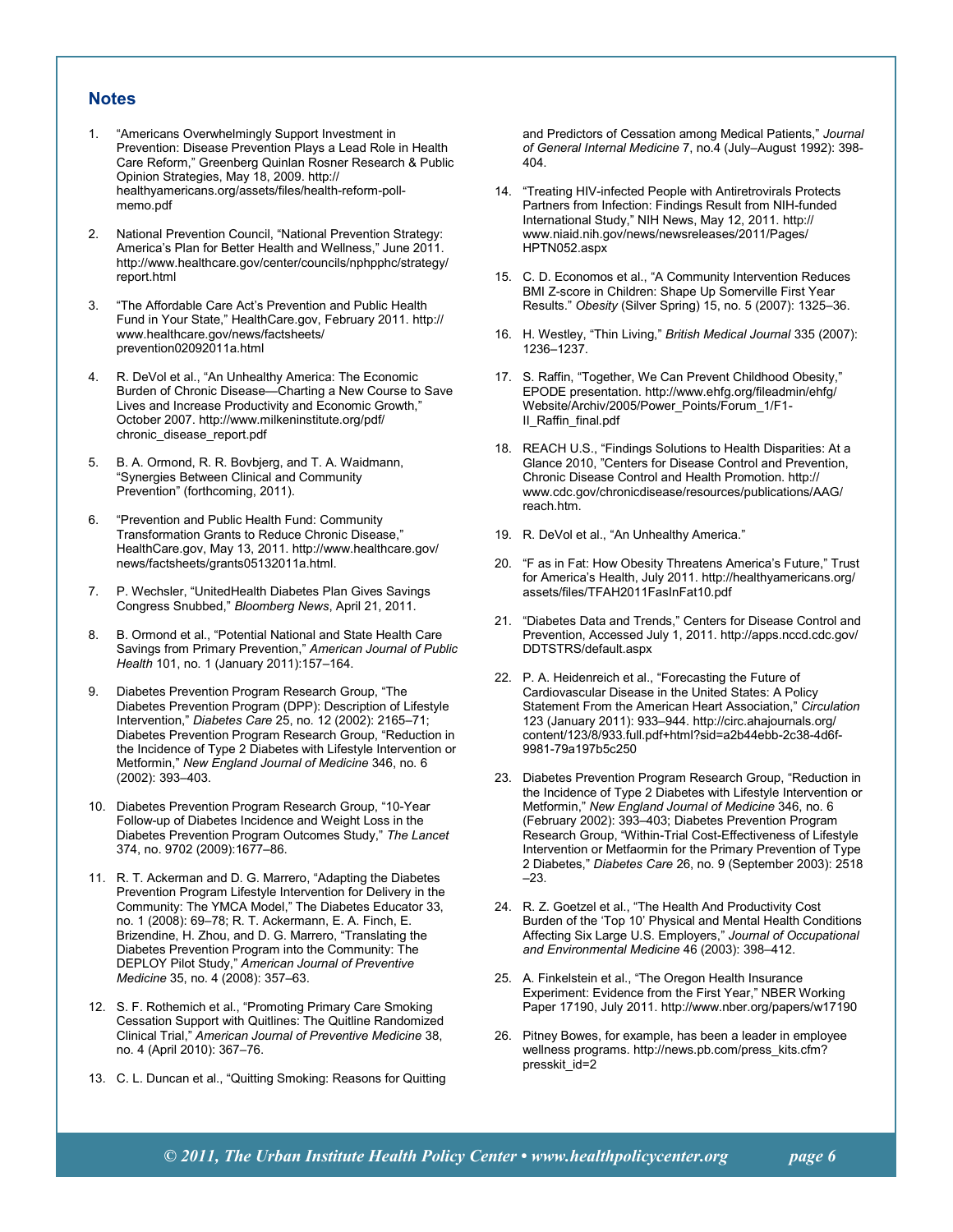## Notes

1. "Americans Overwhelmingly Support Investment in Prevention: Disease Prevention Plays a Lead Role in Health Care Reform," Greenberg Quinlan Rosner Research & Public Opinion Strategies, May 18, 2009. http://healthyamericans.org/assets/files/health-reform-poll-memo.pdf

2. National Prevention Council, "National Prevention Strategy: America's Plan for Better Health and Wellness," June 2011. http://www.healthcare.gov/center/councils/nphpphc/strategy/report.html

3. "The Affordable Care Act's Prevention and Public Health Fund in Your State," HealthCare.gov, February 2011. http://www.healthcare.gov/news/factsheets/prevention02092011a.html

4. R. DeVol et al., "An Unhealthy America: The Economic Burden of Chronic Disease—Charting a New Course to Save Lives and Increase Productivity and Economic Growth," October 2007. http://www.milkeninstitute.org/pdf/chronic_disease_report.pdf

5. B. A. Ormond, R. R. Bovbjerg, and T. A. Waidmann, "Synergies Between Clinical and Community Prevention" (forthcoming, 2011).

6. "Prevention and Public Health Fund: Community Transformation Grants to Reduce Chronic Disease," HealthCare.gov, May 13, 2011. http://www.healthcare.gov/news/factsheets/grants05132011a.html.

7. P. Wechsler, "UnitedHealth Diabetes Plan Gives Savings Congress Snubbed," *Bloomberg News*, April 21, 2011.

8. B. Ormond et al., "Potential National and State Health Care Savings from Primary Prevention," *American Journal of Public Health* 101, no. 1 (January 2011):157–164.

9. Diabetes Prevention Program Research Group, "The Diabetes Prevention Program (DPP): Description of Lifestyle Intervention," *Diabetes Care* 25, no. 12 (2002): 2165–71; Diabetes Prevention Program Research Group, "Reduction in the Incidence of Type 2 Diabetes with Lifestyle Intervention or Metformin," *New England Journal of Medicine* 346, no. 6 (2002): 393–403.

10. Diabetes Prevention Program Research Group, "10-Year Follow-up of Diabetes Incidence and Weight Loss in the Diabetes Prevention Program Outcomes Study," *The Lancet* 374, no. 9702 (2009):1677–86.

11. R. T. Ackerman and D. G. Marrero, "Adapting the Diabetes Prevention Program Lifestyle Intervention for Delivery in the Community: The YMCA Model," The Diabetes Educator 33, no. 1 (2008): 69–78; R. T. Ackermann, E. A. Finch, E. Brizendine, H. Zhou, and D. G. Marrero, "Translating the Diabetes Prevention Program into the Community: The DEPLOY Pilot Study," *American Journal of Preventive Medicine* 35, no. 4 (2008): 357–63.

12. S. F. Rothemich et al., "Promoting Primary Care Smoking Cessation Support with Quitlines: The Quitline Randomized Clinical Trial," *American Journal of Preventive Medicine* 38, no. 4 (April 2010): 367–76.

13. C. L. Duncan et al., "Quitting Smoking: Reasons for Quitting and Predictors of Cessation among Medical Patients," *Journal of General Internal Medicine* 7, no.4 (July–August 1992): 398-404.

14. "Treating HIV-infected People with Antiretrovirals Protects Partners from Infection: Findings Result from NIH-funded International Study," NIH News, May 12, 2011. http://www.niaid.nih.gov/news/newsreleases/2011/Pages/HPTN052.aspx

15. C. D. Economos et al., "A Community Intervention Reduces BMI Z-score in Children: Shape Up Somerville First Year Results." *Obesity* (Silver Spring) 15, no. 5 (2007): 1325–36.

16. H. Westley, "Thin Living," *British Medical Journal* 335 (2007): 1236–1237.

17. S. Raffin, "Together, We Can Prevent Childhood Obesity," EPODE presentation. http://www.ehfg.org/fileadmin/ehfg/Website/Archiv/2005/Power_Points/Forum_1/F1-II_Raffin_final.pdf

18. REACH U.S., "Findings Solutions to Health Disparities: At a Glance 2010, "Centers for Disease Control and Prevention, Chronic Disease Control and Health Promotion. http://www.cdc.gov/chronicdisease/resources/publications/AAG/reach.htm.

19. R. DeVol et al., "An Unhealthy America."

20. "F as in Fat: How Obesity Threatens America's Future," Trust for America's Health, July 2011. http://healthyamericans.org/assets/files/TFAH2011FasInFat10.pdf

21. "Diabetes Data and Trends," Centers for Disease Control and Prevention, Accessed July 1, 2011. http://apps.nccd.cdc.gov/DDTSTRS/default.aspx

22. P. A. Heidenreich et al., "Forecasting the Future of Cardiovascular Disease in the United States: A Policy Statement From the American Heart Association," *Circulation* 123 (January 2011): 933–944. http://circ.ahajournals.org/content/123/8/933.full.pdf+html?sid=a2b44ebb-2c38-4d6f-9981-79a197b5c250

23. Diabetes Prevention Program Research Group, "Reduction in the Incidence of Type 2 Diabetes with Lifestyle Intervention or Metformin," *New England Journal of Medicine* 346, no. 6 (February 2002): 393–403; Diabetes Prevention Program Research Group, "Within-Trial Cost-Effectiveness of Lifestyle Intervention or Metfaormin for the Primary Prevention of Type 2 Diabetes," *Diabetes Care* 26, no. 9 (September 2003): 2518–23.

24. R. Z. Goetzel et al., "The Health And Productivity Cost Burden of the 'Top 10' Physical and Mental Health Conditions Affecting Six Large U.S. Employers," *Journal of Occupational and Environmental Medicine* 46 (2003): 398–412.

25. A. Finkelstein et al., "The Oregon Health Insurance Experiment: Evidence from the First Year," NBER Working Paper 17190, July 2011. http://www.nber.org/papers/w17190

26. Pitney Bowes, for example, has been a leader in employee wellness programs. http://news.pb.com/press_kits.cfm?presskit_id=2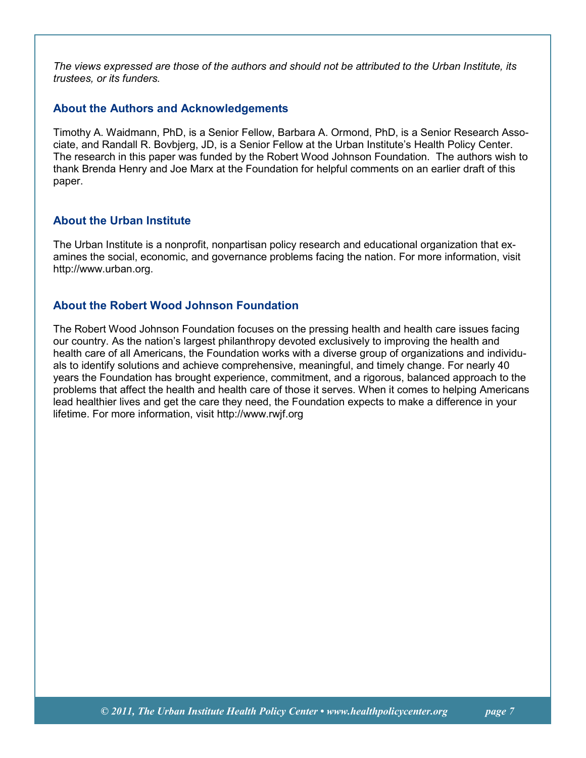*The views expressed are those of the authors and should not be attributed to the Urban Institute, its trustees, or its funders.*

## About the Authors and Acknowledgements

Timothy A. Waidmann, PhD, is a Senior Fellow, Barbara A. Ormond, PhD, is a Senior Research Associate, and Randall R. Bovbjerg, JD, is a Senior Fellow at the Urban Institute's Health Policy Center. The research in this paper was funded by the Robert Wood Johnson Foundation. The authors wish to thank Brenda Henry and Joe Marx at the Foundation for helpful comments on an earlier draft of this paper.

## About the Urban Institute

The Urban Institute is a nonprofit, nonpartisan policy research and educational organization that examines the social, economic, and governance problems facing the nation. For more information, visit http://www.urban.org.

## About the Robert Wood Johnson Foundation

The Robert Wood Johnson Foundation focuses on the pressing health and health care issues facing our country. As the nation's largest philanthropy devoted exclusively to improving the health and health care of all Americans, the Foundation works with a diverse group of organizations and individuals to identify solutions and achieve comprehensive, meaningful, and timely change. For nearly 40 years the Foundation has brought experience, commitment, and a rigorous, balanced approach to the problems that affect the health and health care of those it serves. When it comes to helping Americans lead healthier lives and get the care they need, the Foundation expects to make a difference in your lifetime. For more information, visit http://www.rwjf.org